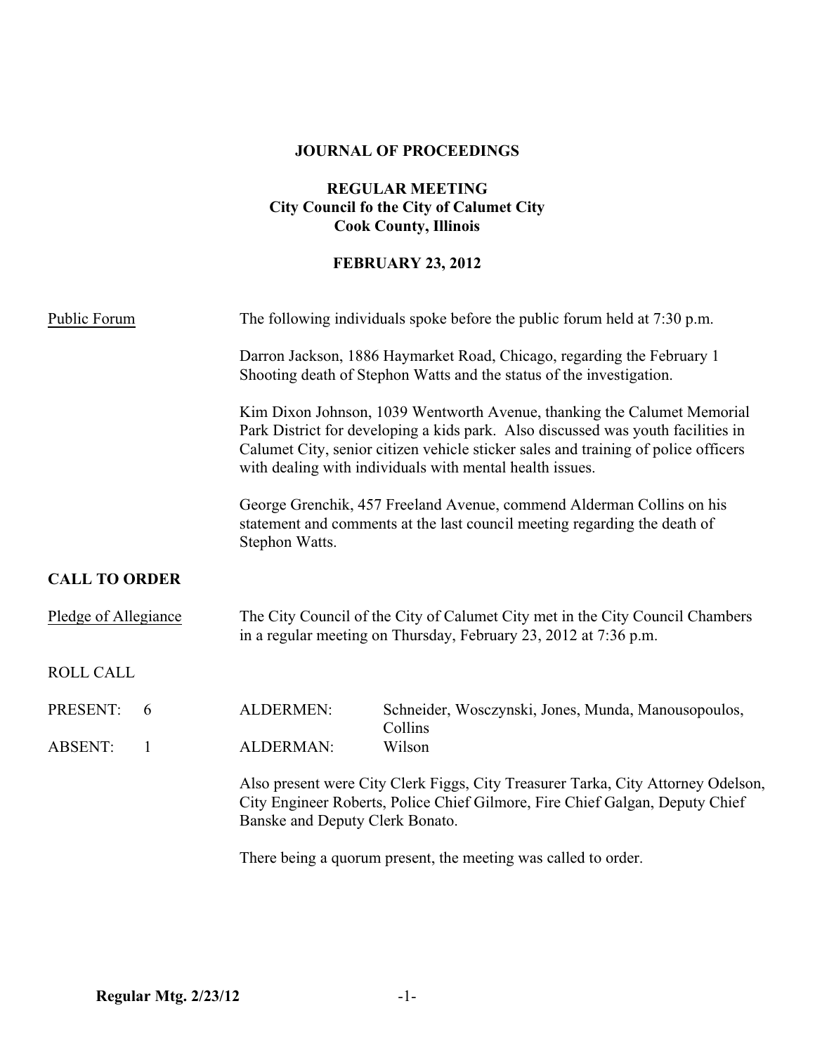**JOURNAL OF PROCEEDINGS**

**REGULAR MEETING**
**City Council fo the City of Calumet City**
**Cook County, Illinois**

**FEBRUARY 23, 2012**

Public Forum

The following individuals spoke before the public forum held at 7:30 p.m.

Darron Jackson, 1886 Haymarket Road, Chicago, regarding the February 1 Shooting death of Stephon Watts and the status of the investigation.

Kim Dixon Johnson, 1039 Wentworth Avenue, thanking the Calumet Memorial Park District for developing a kids park. Also discussed was youth facilities in Calumet City, senior citizen vehicle sticker sales and training of police officers with dealing with individuals with mental health issues.

George Grenchik, 457 Freeland Avenue, commend Alderman Collins on his statement and comments at the last council meeting regarding the death of Stephon Watts.

**CALL TO ORDER**

Pledge of Allegiance

The City Council of the City of Calumet City met in the City Council Chambers in a regular meeting on Thursday, February 23, 2012 at 7:36 p.m.

ROLL CALL

| | | | |
|---|---|---|---|
| PRESENT: | 6 | ALDERMEN: | Schneider, Wosczynski, Jones, Munda, Manousopoulos, Collins |
| ABSENT: | 1 | ALDERMAN: | Wilson |

Also present were City Clerk Figgs, City Treasurer Tarka, City Attorney Odelson, City Engineer Roberts, Police Chief Gilmore, Fire Chief Galgan, Deputy Chief Banske and Deputy Clerk Bonato.

There being a quorum present, the meeting was called to order.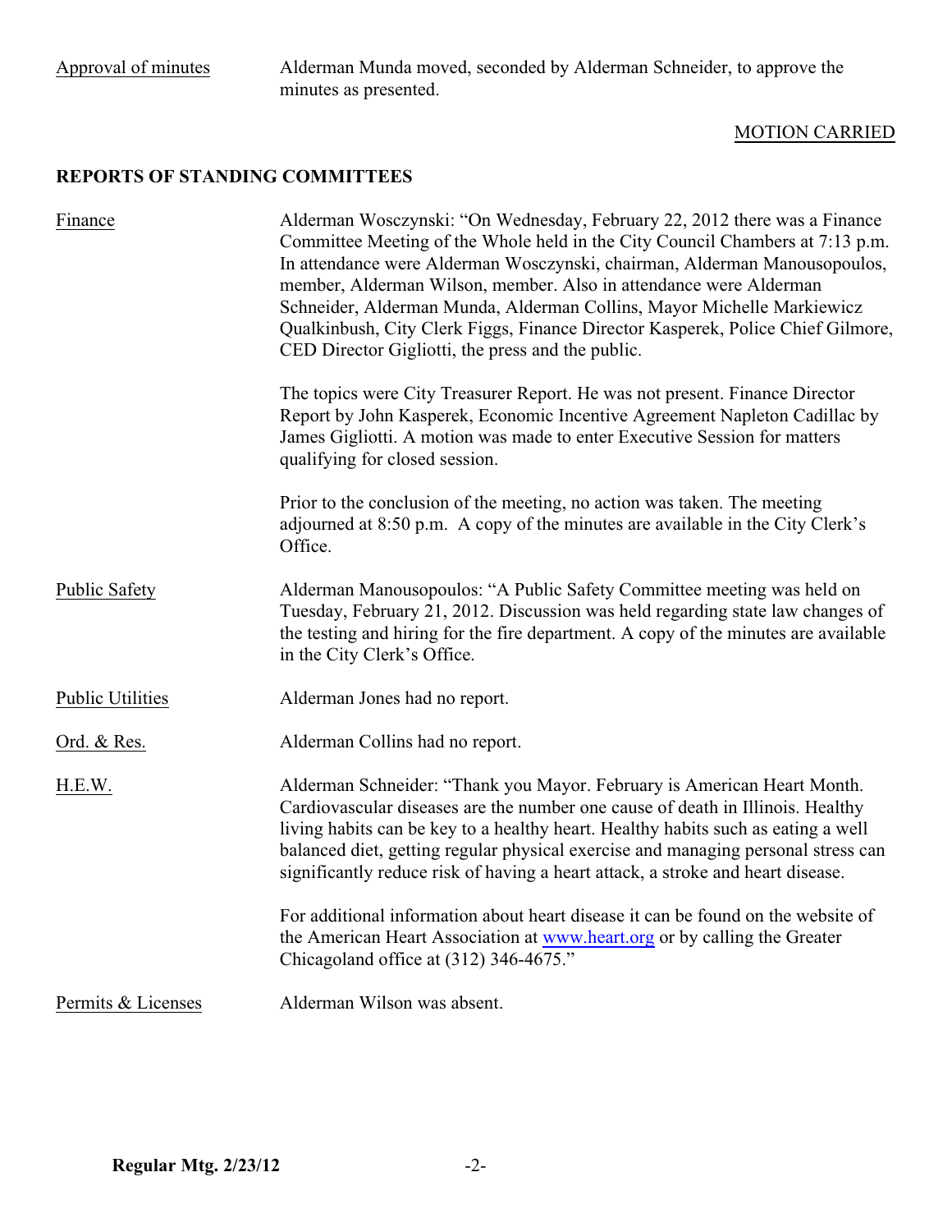Approval of minutes — Alderman Munda moved, seconded by Alderman Schneider, to approve the minutes as presented.

MOTION CARRIED

## REPORTS OF STANDING COMMITTEES

Finance — Alderman Wosczynski: "On Wednesday, February 22, 2012 there was a Finance Committee Meeting of the Whole held in the City Council Chambers at 7:13 p.m. In attendance were Alderman Wosczynski, chairman, Alderman Manousopoulos, member, Alderman Wilson, member. Also in attendance were Alderman Schneider, Alderman Munda, Alderman Collins, Mayor Michelle Markiewicz Qualkinbush, City Clerk Figgs, Finance Director Kasperek, Police Chief Gilmore, CED Director Gigliotti, the press and the public.

The topics were City Treasurer Report. He was not present. Finance Director Report by John Kasperek, Economic Incentive Agreement Napleton Cadillac by James Gigliotti. A motion was made to enter Executive Session for matters qualifying for closed session.

Prior to the conclusion of the meeting, no action was taken. The meeting adjourned at 8:50 p.m. A copy of the minutes are available in the City Clerk's Office.

Public Safety — Alderman Manousopoulos: "A Public Safety Committee meeting was held on Tuesday, February 21, 2012. Discussion was held regarding state law changes of the testing and hiring for the fire department. A copy of the minutes are available in the City Clerk's Office.

Public Utilities — Alderman Jones had no report.

Ord. & Res. — Alderman Collins had no report.

H.E.W. — Alderman Schneider: "Thank you Mayor. February is American Heart Month. Cardiovascular diseases are the number one cause of death in Illinois. Healthy living habits can be key to a healthy heart. Healthy habits such as eating a well balanced diet, getting regular physical exercise and managing personal stress can significantly reduce risk of having a heart attack, a stroke and heart disease.

For additional information about heart disease it can be found on the website of the American Heart Association at www.heart.org or by calling the Greater Chicagoland office at (312) 346-4675."

Permits & Licenses — Alderman Wilson was absent.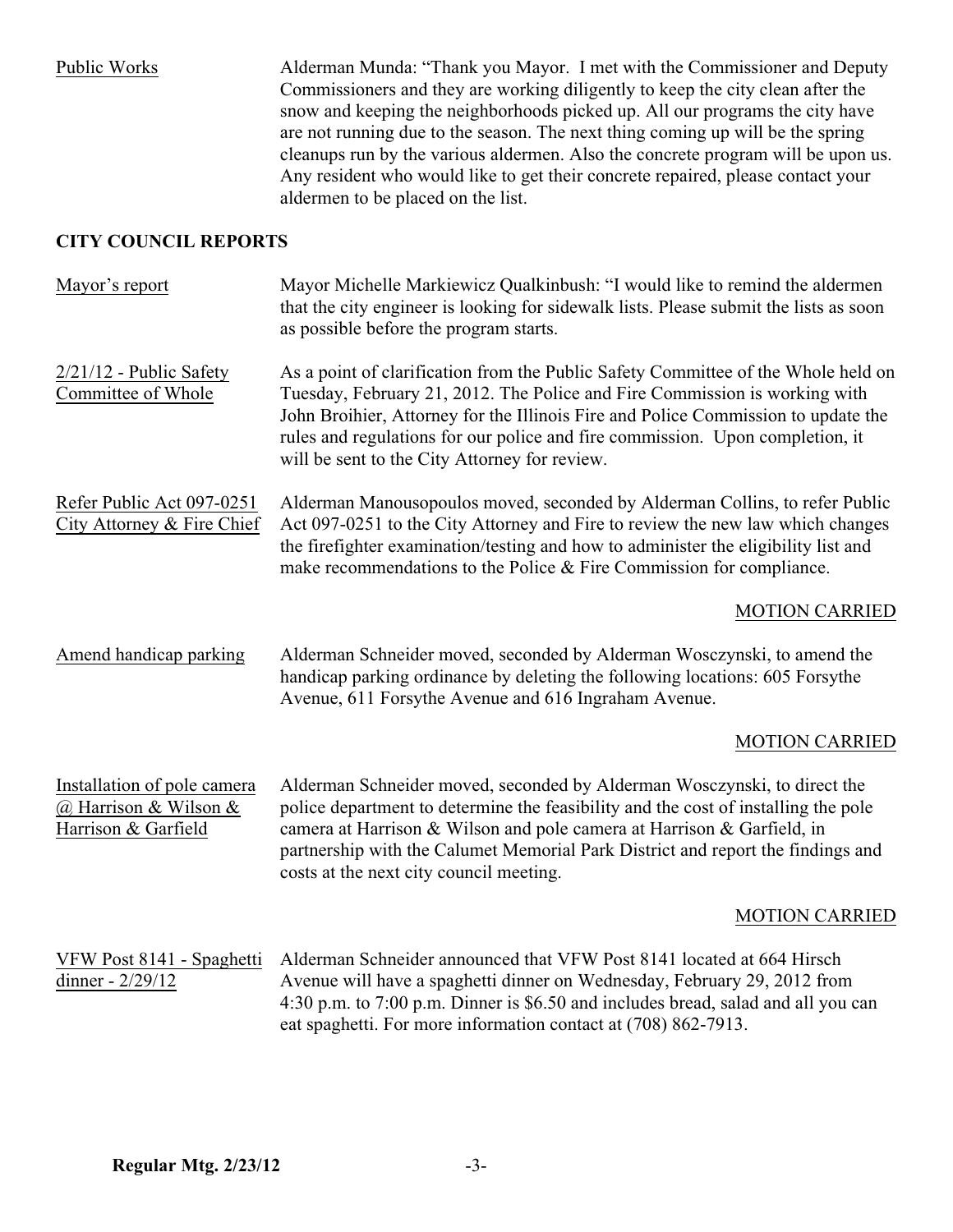Public Works

Alderman Munda: "Thank you Mayor. I met with the Commissioner and Deputy Commissioners and they are working diligently to keep the city clean after the snow and keeping the neighborhoods picked up. All our programs the city have are not running due to the season. The next thing coming up will be the spring cleanups run by the various aldermen. Also the concrete program will be upon us. Any resident who would like to get their concrete repaired, please contact your aldermen to be placed on the list.

**CITY COUNCIL REPORTS**

Mayor's report

Mayor Michelle Markiewicz Qualkinbush: "I would like to remind the aldermen that the city engineer is looking for sidewalk lists. Please submit the lists as soon as possible before the program starts.

2/21/12 - Public Safety Committee of Whole

As a point of clarification from the Public Safety Committee of the Whole held on Tuesday, February 21, 2012. The Police and Fire Commission is working with John Broihier, Attorney for the Illinois Fire and Police Commission to update the rules and regulations for our police and fire commission. Upon completion, it will be sent to the City Attorney for review.

Refer Public Act 097-0251 City Attorney & Fire Chief

Alderman Manousopoulos moved, seconded by Alderman Collins, to refer Public Act 097-0251 to the City Attorney and Fire to review the new law which changes the firefighter examination/testing and how to administer the eligibility list and make recommendations to the Police & Fire Commission for compliance.

MOTION CARRIED

Amend handicap parking

Alderman Schneider moved, seconded by Alderman Wosczynski, to amend the handicap parking ordinance by deleting the following locations: 605 Forsythe Avenue, 611 Forsythe Avenue and 616 Ingraham Avenue.

MOTION CARRIED

Installation of pole camera @ Harrison & Wilson & Harrison & Garfield

Alderman Schneider moved, seconded by Alderman Wosczynski, to direct the police department to determine the feasibility and the cost of installing the pole camera at Harrison & Wilson and pole camera at Harrison & Garfield, in partnership with the Calumet Memorial Park District and report the findings and costs at the next city council meeting.

MOTION CARRIED

VFW Post 8141 - Spaghetti dinner - 2/29/12

Alderman Schneider announced that VFW Post 8141 located at 664 Hirsch Avenue will have a spaghetti dinner on Wednesday, February 29, 2012 from 4:30 p.m. to 7:00 p.m. Dinner is $6.50 and includes bread, salad and all you can eat spaghetti. For more information contact at (708) 862-7913.

**Regular Mtg. 2/23/12**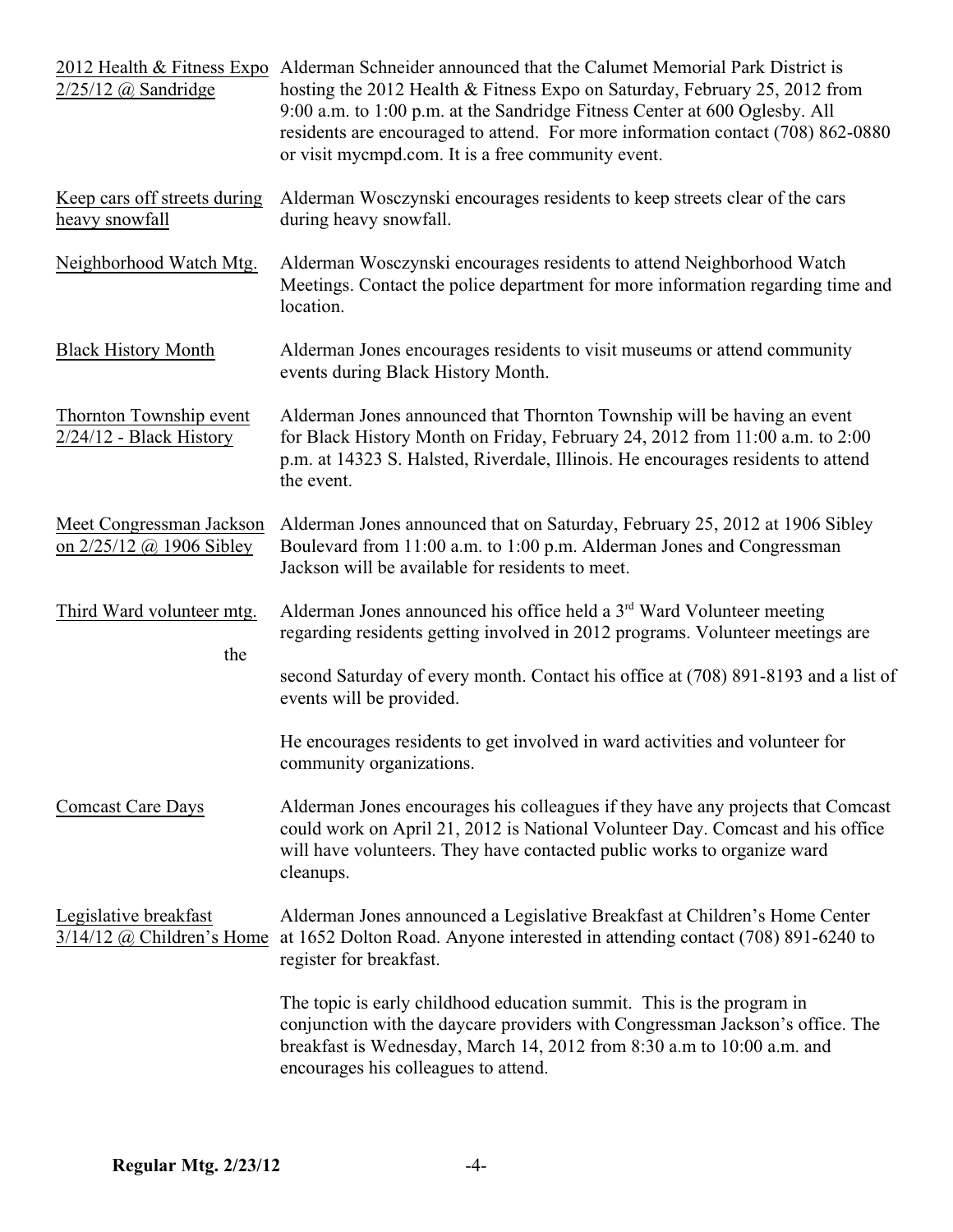<u>2012 Health & Fitness Expo 2/25/12 @ Sandridge</u>

Alderman Schneider announced that the Calumet Memorial Park District is hosting the 2012 Health & Fitness Expo on Saturday, February 25, 2012 from 9:00 a.m. to 1:00 p.m. at the Sandridge Fitness Center at 600 Oglesby. All residents are encouraged to attend. For more information contact (708) 862-0880 or visit mycmpd.com. It is a free community event.

<u>Keep cars off streets during heavy snowfall</u>

Alderman Wosczynski encourages residents to keep streets clear of the cars during heavy snowfall.

<u>Neighborhood Watch Mtg.</u>

Alderman Wosczynski encourages residents to attend Neighborhood Watch Meetings. Contact the police department for more information regarding time and location.

<u>Black History Month</u>

Alderman Jones encourages residents to visit museums or attend community events during Black History Month.

<u>Thornton Township event 2/24/12 - Black History</u>

Alderman Jones announced that Thornton Township will be having an event for Black History Month on Friday, February 24, 2012 from 11:00 a.m. to 2:00 p.m. at 14323 S. Halsted, Riverdale, Illinois. He encourages residents to attend the event.

<u>Meet Congressman Jackson on 2/25/12 @ 1906 Sibley</u>

Alderman Jones announced that on Saturday, February 25, 2012 at 1906 Sibley Boulevard from 11:00 a.m. to 1:00 p.m. Alderman Jones and Congressman Jackson will be available for residents to meet.

<u>Third Ward volunteer mtg.</u>

Alderman Jones announced his office held a 3rd Ward Volunteer meeting regarding residents getting involved in 2012 programs. Volunteer meetings are the second Saturday of every month. Contact his office at (708) 891-8193 and a list of events will be provided.

He encourages residents to get involved in ward activities and volunteer for community organizations.

<u>Comcast Care Days</u>

Alderman Jones encourages his colleagues if they have any projects that Comcast could work on April 21, 2012 is National Volunteer Day. Comcast and his office will have volunteers. They have contacted public works to organize ward cleanups.

<u>Legislative breakfast 3/14/12 @ Children's Home</u>

Alderman Jones announced a Legislative Breakfast at Children's Home Center at 1652 Dolton Road. Anyone interested in attending contact (708) 891-6240 to register for breakfast.

The topic is early childhood education summit. This is the program in conjunction with the daycare providers with Congressman Jackson's office. The breakfast is Wednesday, March 14, 2012 from 8:30 a.m to 10:00 a.m. and encourages his colleagues to attend.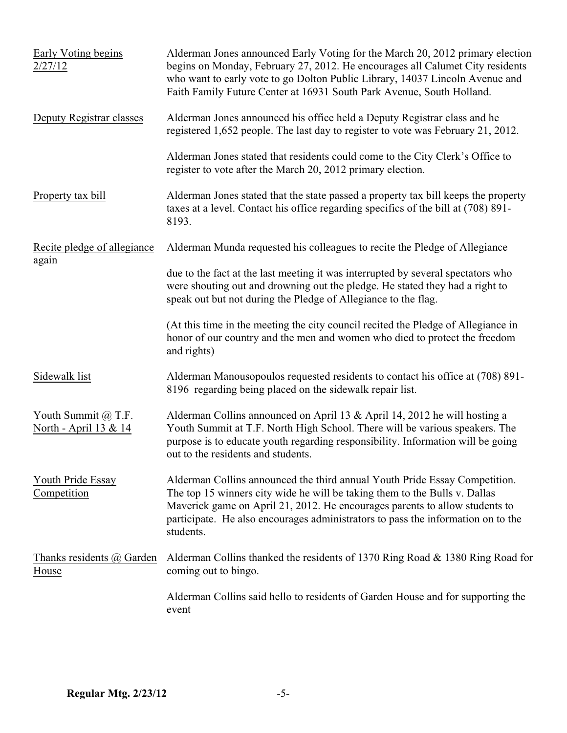<u>Early Voting begins 2/27/12</u>

Alderman Jones announced Early Voting for the March 20, 2012 primary election begins on Monday, February 27, 2012. He encourages all Calumet City residents who want to early vote to go Dolton Public Library, 14037 Lincoln Avenue and Faith Family Future Center at 16931 South Park Avenue, South Holland.

<u>Deputy Registrar classes</u>

Alderman Jones announced his office held a Deputy Registrar class and he registered 1,652 people. The last day to register to vote was February 21, 2012.

Alderman Jones stated that residents could come to the City Clerk's Office to register to vote after the March 20, 2012 primary election.

<u>Property tax bill</u>

Alderman Jones stated that the state passed a property tax bill keeps the property taxes at a level. Contact his office regarding specifics of the bill at (708) 891-8193.

<u>Recite pledge of allegiance again</u>

Alderman Munda requested his colleagues to recite the Pledge of Allegiance

due to the fact at the last meeting it was interrupted by several spectators who were shouting out and drowning out the pledge. He stated they had a right to speak out but not during the Pledge of Allegiance to the flag.

(At this time in the meeting the city council recited the Pledge of Allegiance in honor of our country and the men and women who died to protect the freedom and rights)

<u>Sidewalk list</u>

Alderman Manousopoulos requested residents to contact his office at (708) 891-8196 regarding being placed on the sidewalk repair list.

<u>Youth Summit @ T.F. North - April 13 & 14</u>

Alderman Collins announced on April 13 & April 14, 2012 he will hosting a Youth Summit at T.F. North High School. There will be various speakers. The purpose is to educate youth regarding responsibility. Information will be going out to the residents and students.

<u>Youth Pride Essay Competition</u>

Alderman Collins announced the third annual Youth Pride Essay Competition. The top 15 winners city wide he will be taking them to the Bulls v. Dallas Maverick game on April 21, 2012. He encourages parents to allow students to participate. He also encourages administrators to pass the information on to the students.

<u>Thanks residents @ Garden House</u>

Alderman Collins thanked the residents of 1370 Ring Road & 1380 Ring Road for coming out to bingo.

Alderman Collins said hello to residents of Garden House and for supporting the event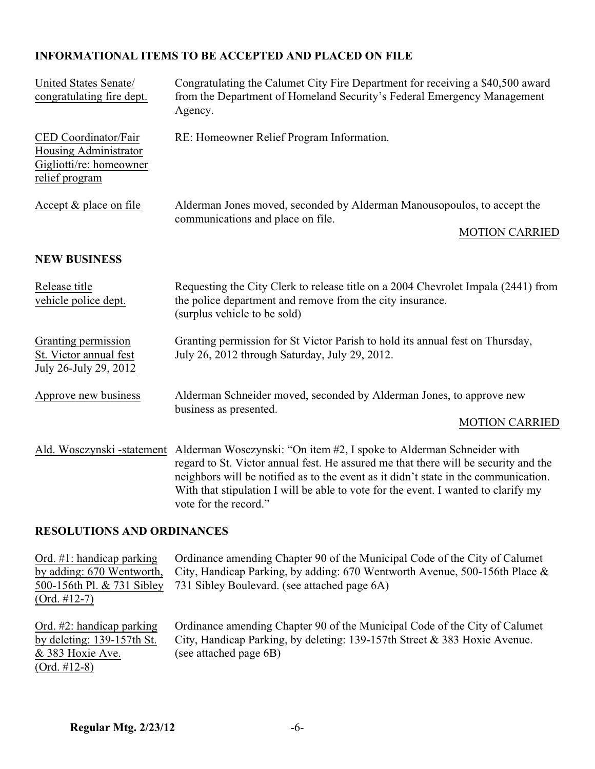**INFORMATIONAL ITEMS TO BE ACCEPTED AND PLACED ON FILE**

| | |
|---|---|
| United States Senate/ congratulating fire dept. | Congratulating the Calumet City Fire Department for receiving a $40,500 award from the Department of Homeland Security's Federal Emergency Management Agency. |
| CED Coordinator/Fair Housing Administrator Gigliotti/re: homeowner relief program | RE: Homeowner Relief Program Information. |
| Accept & place on file | Alderman Jones moved, seconded by Alderman Manousopoulos, to accept the communications and place on file. MOTION CARRIED |

**NEW BUSINESS**

| | |
|---|---|
| Release title vehicle police dept. | Requesting the City Clerk to release title on a 2004 Chevrolet Impala (2441) from the police department and remove from the city insurance. (surplus vehicle to be sold) |
| Granting permission St. Victor annual fest July 26-July 29, 2012 | Granting permission for St Victor Parish to hold its annual fest on Thursday, July 26, 2012 through Saturday, July 29, 2012. |
| Approve new business | Alderman Schneider moved, seconded by Alderman Jones, to approve new business as presented. MOTION CARRIED |
| Ald. Wosczynski -statement | Alderman Wosczynski: "On item #2, I spoke to Alderman Schneider with regard to St. Victor annual fest. He assured me that there will be security and the neighbors will be notified as to the event as it didn't state in the communication. With that stipulation I will be able to vote for the event. I wanted to clarify my vote for the record." |

**RESOLUTIONS AND ORDINANCES**

| | |
|---|---|
| Ord. #1: handicap parking by adding: 670 Wentworth, 500-156th Pl. & 731 Sibley (Ord. #12-7) | Ordinance amending Chapter 90 of the Municipal Code of the City of Calumet City, Handicap Parking, by adding: 670 Wentworth Avenue, 500-156th Place & 731 Sibley Boulevard. (see attached page 6A) |
| Ord. #2: handicap parking by deleting: 139-157th St. & 383 Hoxie Ave. (Ord. #12-8) | Ordinance amending Chapter 90 of the Municipal Code of the City of Calumet City, Handicap Parking, by deleting: 139-157th Street & 383 Hoxie Avenue. (see attached page 6B) |

**Regular Mtg. 2/23/12**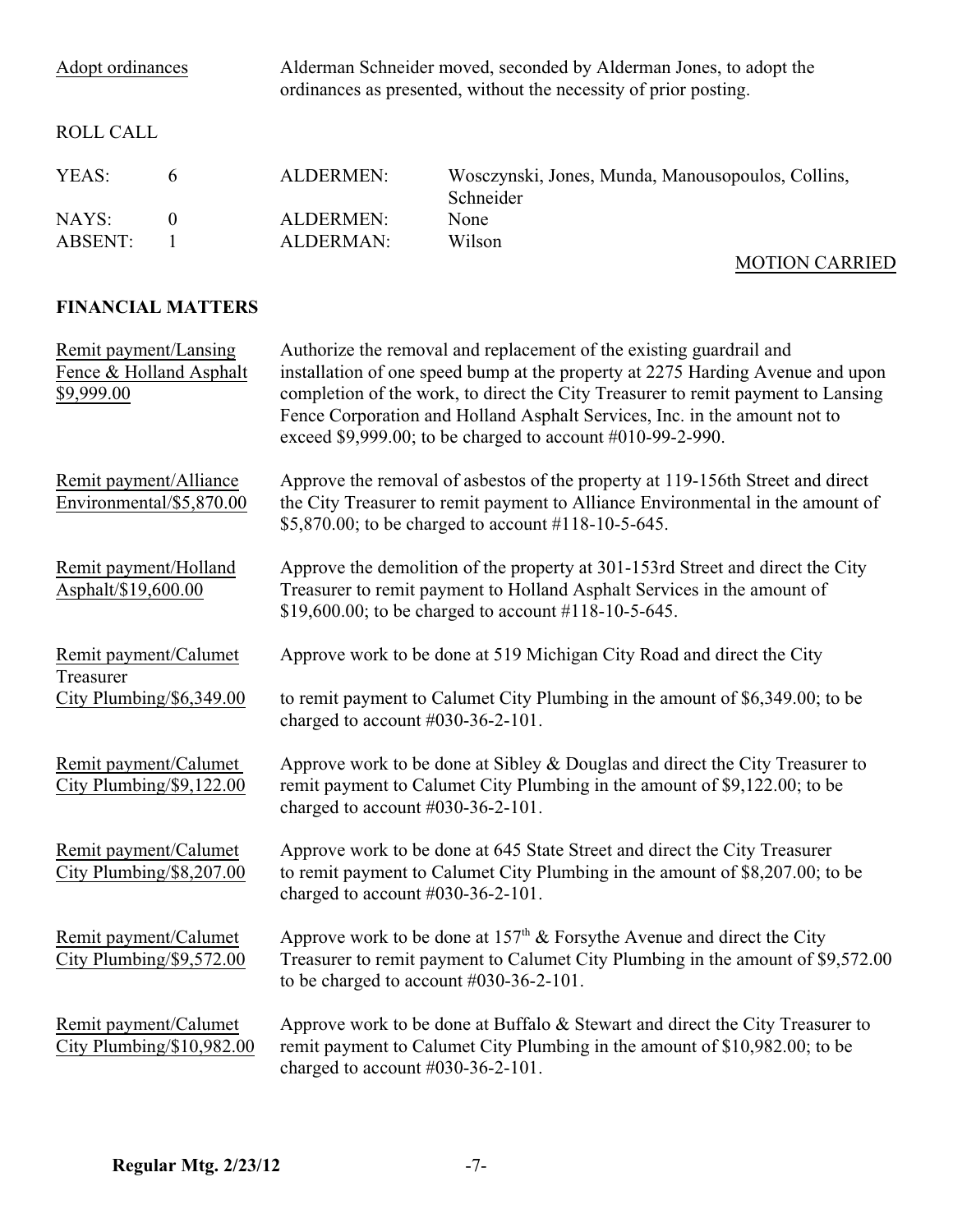Adopt ordinances — Alderman Schneider moved, seconded by Alderman Jones, to adopt the ordinances as presented, without the necessity of prior posting.

ROLL CALL

| | | | |
|---|---|---|---|
| YEAS: | 6 | ALDERMEN: | Wosczynski, Jones, Munda, Manousopoulos, Collins, Schneider |
| NAYS: | 0 | ALDERMEN: | None |
| ABSENT: | 1 | ALDERMAN: | Wilson |

MOTION CARRIED

**FINANCIAL MATTERS**

Remit payment/Lansing Fence & Holland Asphalt $9,999.00 — Authorize the removal and replacement of the existing guardrail and installation of one speed bump at the property at 2275 Harding Avenue and upon completion of the work, to direct the City Treasurer to remit payment to Lansing Fence Corporation and Holland Asphalt Services, Inc. in the amount not to exceed $9,999.00; to be charged to account #010-99-2-990.

Remit payment/Alliance Environmental/$5,870.00 — Approve the removal of asbestos of the property at 119-156th Street and direct the City Treasurer to remit payment to Alliance Environmental in the amount of $5,870.00; to be charged to account #118-10-5-645.

Remit payment/Holland Asphalt/$19,600.00 — Approve the demolition of the property at 301-153rd Street and direct the City Treasurer to remit payment to Holland Asphalt Services in the amount of $19,600.00; to be charged to account #118-10-5-645.

Remit payment/Calumet City Plumbing/$6,349.00 — Approve work to be done at 519 Michigan City Road and direct the City Treasurer to remit payment to Calumet City Plumbing in the amount of $6,349.00; to be charged to account #030-36-2-101.

Remit payment/Calumet City Plumbing/$9,122.00 — Approve work to be done at Sibley & Douglas and direct the City Treasurer to remit payment to Calumet City Plumbing in the amount of $9,122.00; to be charged to account #030-36-2-101.

Remit payment/Calumet City Plumbing/$8,207.00 — Approve work to be done at 645 State Street and direct the City Treasurer to remit payment to Calumet City Plumbing in the amount of $8,207.00; to be charged to account #030-36-2-101.

Remit payment/Calumet City Plumbing/$9,572.00 — Approve work to be done at 157th & Forsythe Avenue and direct the City Treasurer to remit payment to Calumet City Plumbing in the amount of $9,572.00 to be charged to account #030-36-2-101.

Remit payment/Calumet City Plumbing/$10,982.00 — Approve work to be done at Buffalo & Stewart and direct the City Treasurer to remit payment to Calumet City Plumbing in the amount of $10,982.00; to be charged to account #030-36-2-101.

**Regular Mtg. 2/23/12**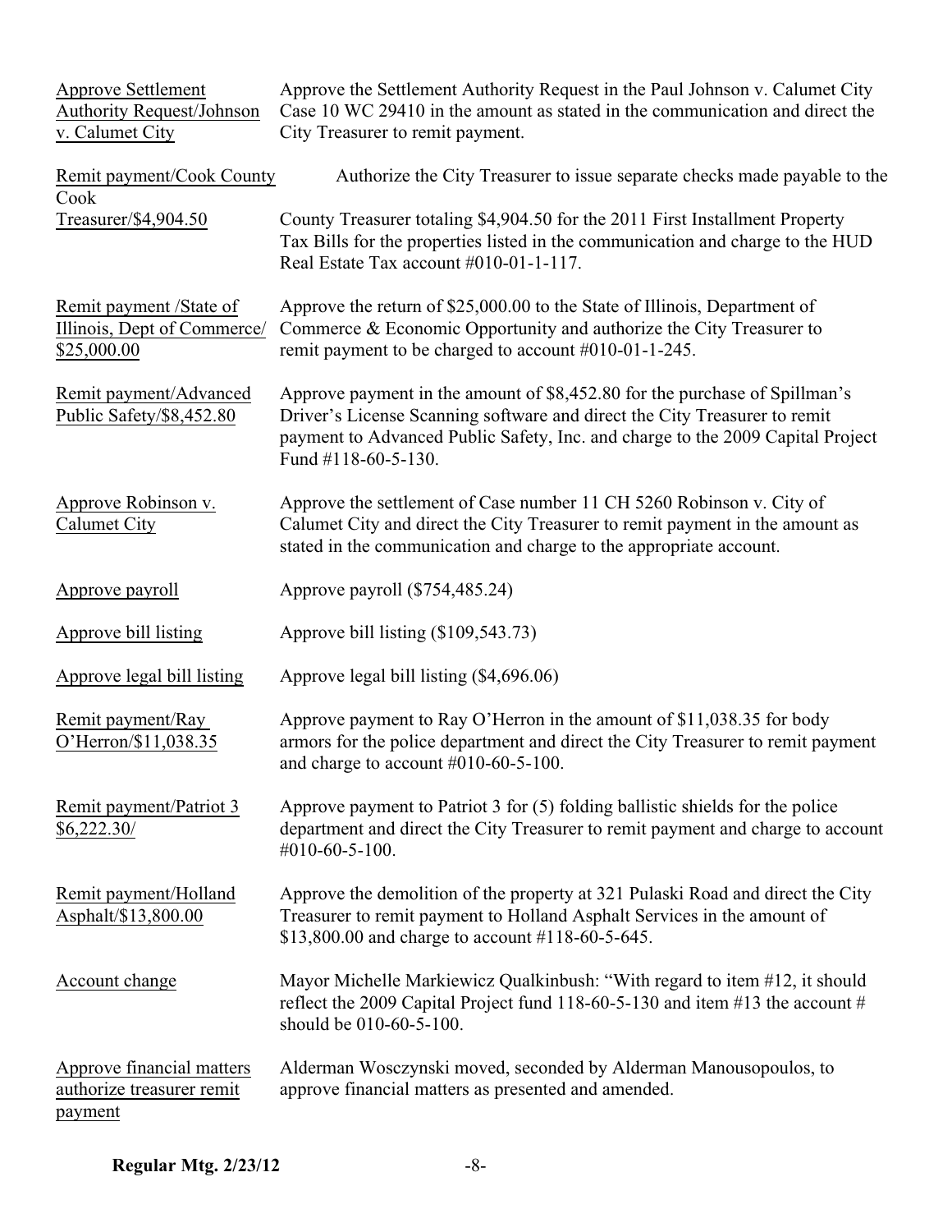Approve Settlement Authority Request/Johnson v. Calumet City — Approve the Settlement Authority Request in the Paul Johnson v. Calumet City Case 10 WC 29410 in the amount as stated in the communication and direct the City Treasurer to remit payment.

Remit payment/Cook County Treasurer/$4,904.50 — Authorize the City Treasurer to issue separate checks made payable to the Cook County Treasurer totaling $4,904.50 for the 2011 First Installment Property Tax Bills for the properties listed in the communication and charge to the HUD Real Estate Tax account #010-01-1-117.

Remit payment /State of Illinois, Dept of Commerce/ $25,000.00 — Approve the return of $25,000.00 to the State of Illinois, Department of Commerce & Economic Opportunity and authorize the City Treasurer to remit payment to be charged to account #010-01-1-245.

Remit payment/Advanced Public Safety/$8,452.80 — Approve payment in the amount of $8,452.80 for the purchase of Spillman's Driver's License Scanning software and direct the City Treasurer to remit payment to Advanced Public Safety, Inc. and charge to the 2009 Capital Project Fund #118-60-5-130.

Approve Robinson v. Calumet City — Approve the settlement of Case number 11 CH 5260 Robinson v. City of Calumet City and direct the City Treasurer to remit payment in the amount as stated in the communication and charge to the appropriate account.

Approve payroll — Approve payroll ($754,485.24)

Approve bill listing — Approve bill listing ($109,543.73)

Approve legal bill listing — Approve legal bill listing ($4,696.06)

Remit payment/Ray O'Herron/$11,038.35 — Approve payment to Ray O'Herron in the amount of $11,038.35 for body armors for the police department and direct the City Treasurer to remit payment and charge to account #010-60-5-100.

Remit payment/Patriot 3 $6,222.30/ — Approve payment to Patriot 3 for (5) folding ballistic shields for the police department and direct the City Treasurer to remit payment and charge to account #010-60-5-100.

Remit payment/Holland Asphalt/$13,800.00 — Approve the demolition of the property at 321 Pulaski Road and direct the City Treasurer to remit payment to Holland Asphalt Services in the amount of $13,800.00 and charge to account #118-60-5-645.

Account change — Mayor Michelle Markiewicz Qualkinbush: "With regard to item #12, it should reflect the 2009 Capital Project fund 118-60-5-130 and item #13 the account # should be 010-60-5-100.

Approve financial matters authorize treasurer remit payment — Alderman Wosczynski moved, seconded by Alderman Manousopoulos, to approve financial matters as presented and amended.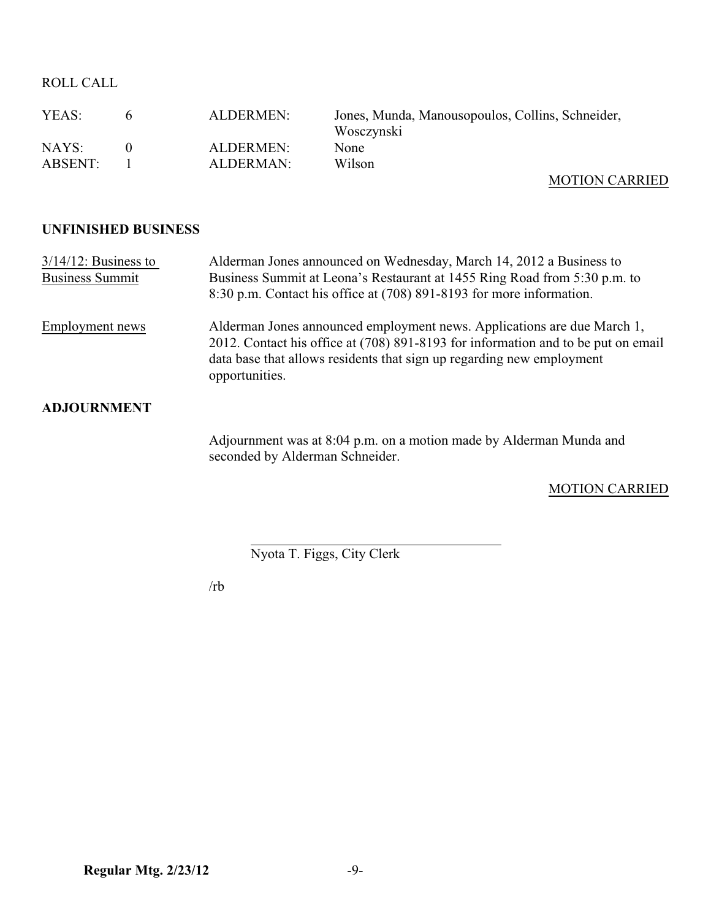ROLL CALL

| | | | |
|---|---|---|---|
| YEAS: | 6 | ALDERMEN: | Jones, Munda, Manousopoulos, Collins, Schneider, Wosczynski |
| NAYS: | 0 | ALDERMEN: | None |
| ABSENT: | 1 | ALDERMAN: | Wilson |

MOTION CARRIED

**UNFINISHED BUSINESS**

3/14/12: Business to Business Summit

Alderman Jones announced on Wednesday, March 14, 2012 a Business to Business Summit at Leona's Restaurant at 1455 Ring Road from 5:30 p.m. to 8:30 p.m. Contact his office at (708) 891-8193 for more information.

Employment news

Alderman Jones announced employment news. Applications are due March 1, 2012. Contact his office at (708) 891-8193 for information and to be put on email data base that allows residents that sign up regarding new employment opportunities.

**ADJOURNMENT**

Adjournment was at 8:04 p.m. on a motion made by Alderman Munda and seconded by Alderman Schneider.

MOTION CARRIED

Nyota T. Figgs, City Clerk

/rb